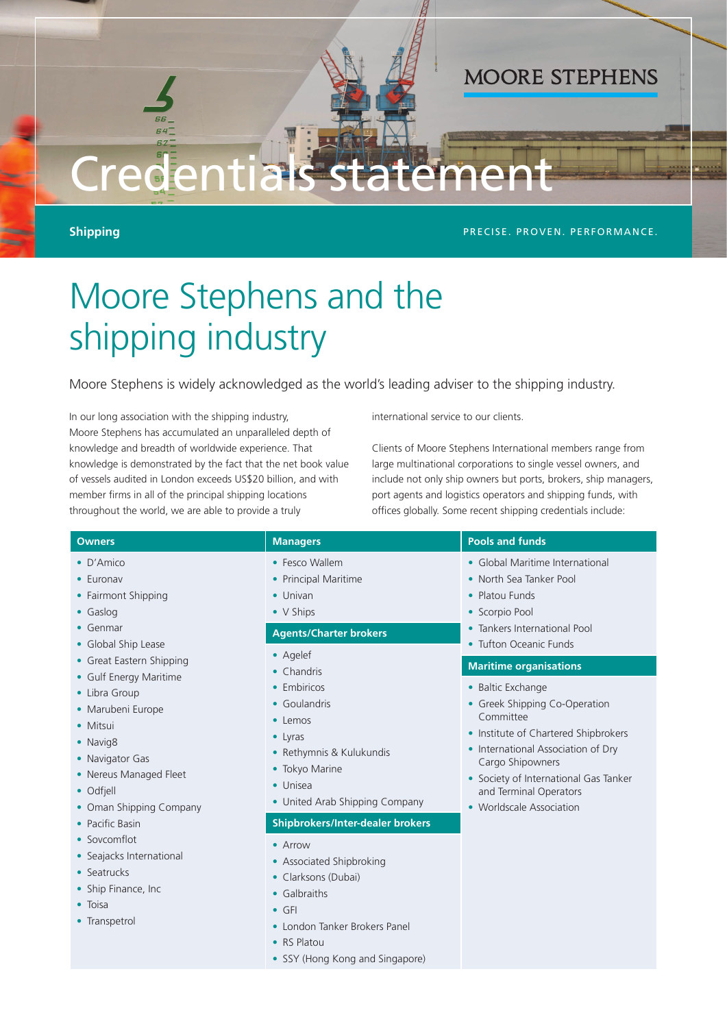MOORE STEPHENS

# Credentials statement

**Shipping**

PRECISE. PROVEN. PERFORMANCE.

## Moore Stephens and the shipping industry

Moore Stephens is widely acknowledged as the world's leading adviser to the shipping industry.

In our long association with the shipping industry, Moore Stephens has accumulated an unparalleled depth of knowledge and breadth of worldwide experience. That knowledge is demonstrated by the fact that the net book value of vessels audited in London exceeds US$20 billion, and with member firms in all of the principal shipping locations throughout the world, we are able to provide a truly international service to our clients.

Clients of Moore Stephens International members range from large multinational corporations to single vessel owners, and include not only ship owners but ports, brokers, ship managers, port agents and logistics operators and shipping funds, with offices globally. Some recent shipping credentials include:

### Owners

- D'Amico
- Euronav
- Fairmont Shipping
- Gaslog
- Genmar
- Global Ship Lease
- Great Eastern Shipping
- Gulf Energy Maritime
- Libra Group
- Marubeni Europe
- Mitsui
- Navig8
- Navigator Gas
- Nereus Managed Fleet
- Odfjell
- Oman Shipping Company
- Pacific Basin
- Sovcomflot
- Seajacks International
- Seatrucks
- Ship Finance, Inc
- Toisa
- Transpetrol

### Managers

- Fesco Wallem
- Principal Maritime
- Univan
- V Ships

### Agents/Charter brokers

- Agelef
- Chandris
- Embiricos
- Goulandris
- Lemos
- Lyras
- Rethymnis & Kulukundis
- Tokyo Marine
- Unisea
- United Arab Shipping Company

### Shipbrokers/Inter-dealer brokers

- Arrow
- Associated Shipbroking
- Clarksons (Dubai)
- Galbraiths
- GFI
- London Tanker Brokers Panel
- RS Platou
- SSY (Hong Kong and Singapore)

### Pools and funds

- Global Maritime International
- North Sea Tanker Pool
- Platou Funds
- Scorpio Pool
- Tankers International Pool
- Tufton Oceanic Funds

### Maritime organisations

- Baltic Exchange
- Greek Shipping Co-Operation Committee
- Institute of Chartered Shipbrokers
- International Association of Dry Cargo Shipowners
- Society of International Gas Tanker and Terminal Operators
- Worldscale Association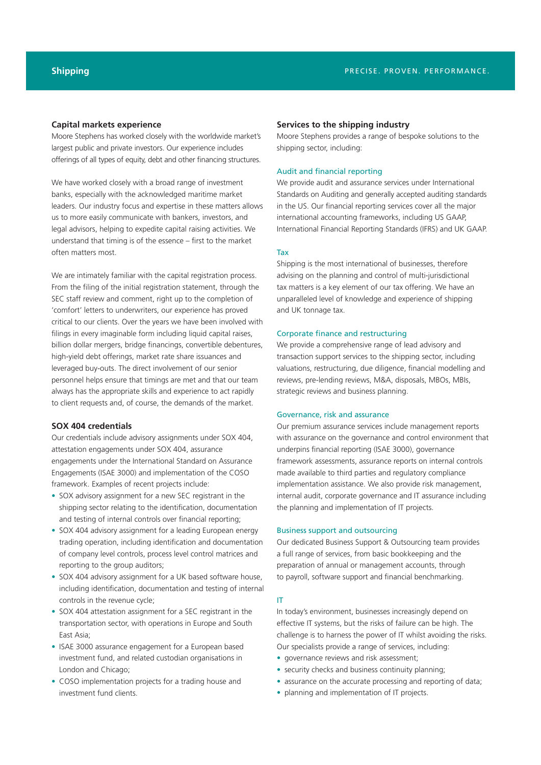## Capital markets experience

Moore Stephens has worked closely with the worldwide market's largest public and private investors. Our experience includes offerings of all types of equity, debt and other financing structures.

We have worked closely with a broad range of investment banks, especially with the acknowledged maritime market leaders. Our industry focus and expertise in these matters allows us to more easily communicate with bankers, investors, and legal advisors, helping to expedite capital raising activities. We understand that timing is of the essence – first to the market often matters most.

We are intimately familiar with the capital registration process. From the filing of the initial registration statement, through the SEC staff review and comment, right up to the completion of 'comfort' letters to underwriters, our experience has proved critical to our clients. Over the years we have been involved with filings in every imaginable form including liquid capital raises, billion dollar mergers, bridge financings, convertible debentures, high-yield debt offerings, market rate share issuances and leveraged buy-outs. The direct involvement of our senior personnel helps ensure that timings are met and that our team always has the appropriate skills and experience to act rapidly to client requests and, of course, the demands of the market.

## SOX 404 credentials

Our credentials include advisory assignments under SOX 404, attestation engagements under SOX 404, assurance engagements under the International Standard on Assurance Engagements (ISAE 3000) and implementation of the COSO framework. Examples of recent projects include:

- SOX advisory assignment for a new SEC registrant in the shipping sector relating to the identification, documentation and testing of internal controls over financial reporting;
- SOX 404 advisory assignment for a leading European energy trading operation, including identification and documentation of company level controls, process level control matrices and reporting to the group auditors;
- SOX 404 advisory assignment for a UK based software house, including identification, documentation and testing of internal controls in the revenue cycle;
- SOX 404 attestation assignment for a SEC registrant in the transportation sector, with operations in Europe and South East Asia;
- ISAE 3000 assurance engagement for a European based investment fund, and related custodian organisations in London and Chicago;
- COSO implementation projects for a trading house and investment fund clients.

## Services to the shipping industry

Moore Stephens provides a range of bespoke solutions to the shipping sector, including:

### Audit and financial reporting

We provide audit and assurance services under International Standards on Auditing and generally accepted auditing standards in the US. Our financial reporting services cover all the major international accounting frameworks, including US GAAP, International Financial Reporting Standards (IFRS) and UK GAAP.

### Tax

Shipping is the most international of businesses, therefore advising on the planning and control of multi-jurisdictional tax matters is a key element of our tax offering. We have an unparalleled level of knowledge and experience of shipping and UK tonnage tax.

### Corporate finance and restructuring

We provide a comprehensive range of lead advisory and transaction support services to the shipping sector, including valuations, restructuring, due diligence, financial modelling and reviews, pre-lending reviews, M&A, disposals, MBOs, MBIs, strategic reviews and business planning.

### Governance, risk and assurance

Our premium assurance services include management reports with assurance on the governance and control environment that underpins financial reporting (ISAE 3000), governance framework assessments, assurance reports on internal controls made available to third parties and regulatory compliance implementation assistance. We also provide risk management, internal audit, corporate governance and IT assurance including the planning and implementation of IT projects.

### Business support and outsourcing

Our dedicated Business Support & Outsourcing team provides a full range of services, from basic bookkeeping and the preparation of annual or management accounts, through to payroll, software support and financial benchmarking.

### IT

In today's environment, businesses increasingly depend on effective IT systems, but the risks of failure can be high. The challenge is to harness the power of IT whilst avoiding the risks. Our specialists provide a range of services, including:

- governance reviews and risk assessment;
- security checks and business continuity planning;
- assurance on the accurate processing and reporting of data;
- planning and implementation of IT projects.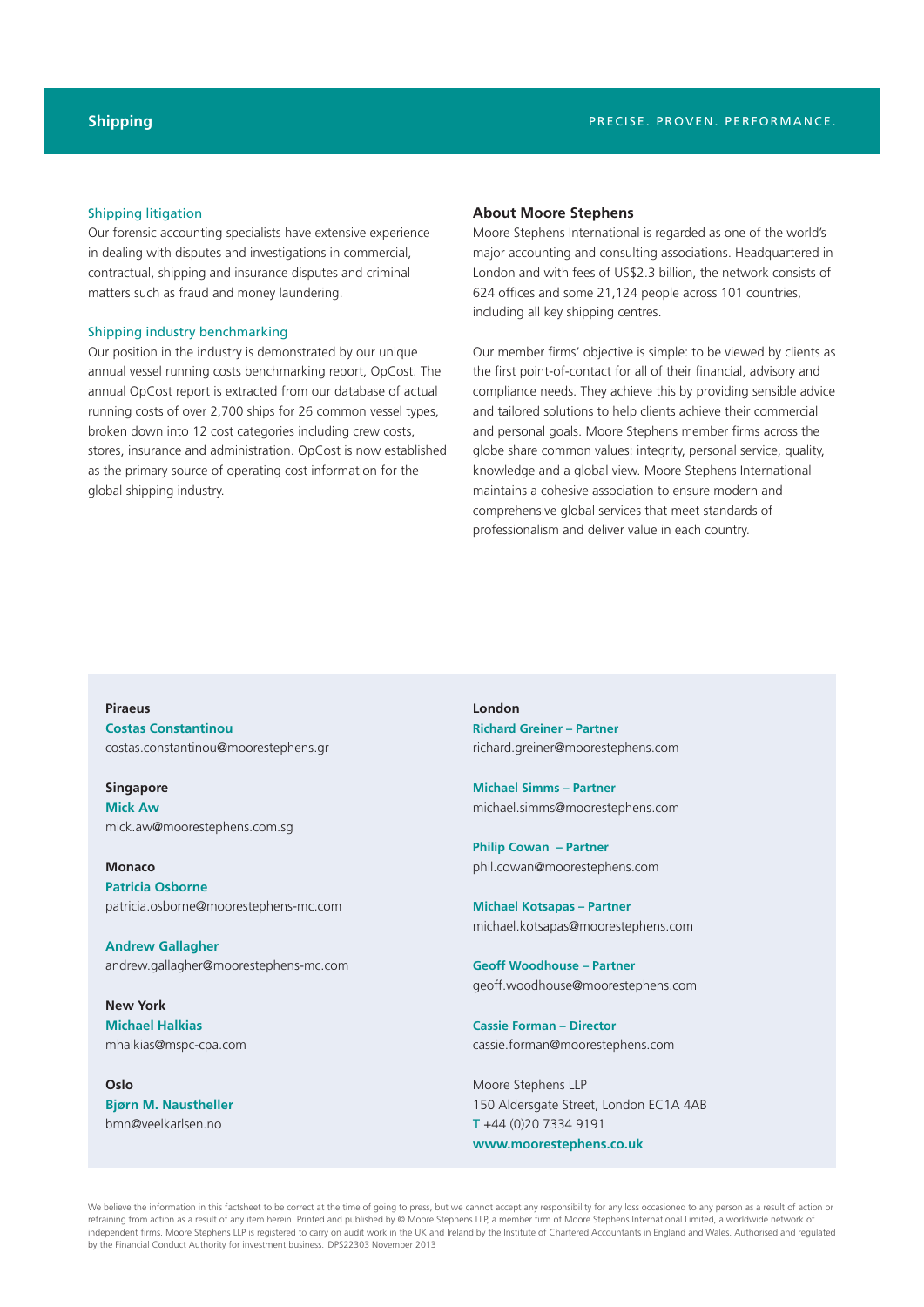## Shipping litigation

Our forensic accounting specialists have extensive experience in dealing with disputes and investigations in commercial, contractual, shipping and insurance disputes and criminal matters such as fraud and money laundering.

## Shipping industry benchmarking

Our position in the industry is demonstrated by our unique annual vessel running costs benchmarking report, OpCost. The annual OpCost report is extracted from our database of actual running costs of over 2,700 ships for 26 common vessel types, broken down into 12 cost categories including crew costs, stores, insurance and administration. OpCost is now established as the primary source of operating cost information for the global shipping industry.

## About Moore Stephens

Moore Stephens International is regarded as one of the world's major accounting and consulting associations. Headquartered in London and with fees of US$2.3 billion, the network consists of 624 offices and some 21,124 people across 101 countries, including all key shipping centres.

Our member firms' objective is simple: to be viewed by clients as the first point-of-contact for all of their financial, advisory and compliance needs. They achieve this by providing sensible advice and tailored solutions to help clients achieve their commercial and personal goals. Moore Stephens member firms across the globe share common values: integrity, personal service, quality, knowledge and a global view. Moore Stephens International maintains a cohesive association to ensure modern and comprehensive global services that meet standards of professionalism and deliver value in each country.

**Piraeus**
**Costas Constantinou**
costas.constantinou@moorestephens.gr

**Singapore**
**Mick Aw**
mick.aw@moorestephens.com.sg

**Monaco**
**Patricia Osborne**
patricia.osborne@moorestephens-mc.com

**Andrew Gallagher**
andrew.gallagher@moorestephens-mc.com

**New York**
**Michael Halkias**
mhalkias@mspc-cpa.com

**Oslo**
**Bjørn M. Naustheller**
bmn@veelkarlsen.no

**London**
**Richard Greiner – Partner**
richard.greiner@moorestephens.com

**Michael Simms – Partner**
michael.simms@moorestephens.com

**Philip Cowan – Partner**
phil.cowan@moorestephens.com

**Michael Kotsapas – Partner**
michael.kotsapas@moorestephens.com

**Geoff Woodhouse – Partner**
geoff.woodhouse@moorestephens.com

**Cassie Forman – Director**
cassie.forman@moorestephens.com

Moore Stephens LLP
150 Aldersgate Street, London EC1A 4AB
T +44 (0)20 7334 9191
**www.moorestephens.co.uk**

We believe the information in this factsheet to be correct at the time of going to press, but we cannot accept any responsibility for any loss occasioned to any person as a result of action or refraining from action as a result of any item herein. Printed and published by © Moore Stephens LLP, a member firm of Moore Stephens International Limited, a worldwide network of independent firms. Moore Stephens LLP is registered to carry on audit work in the UK and Ireland by the Institute of Chartered Accountants in England and Wales. Authorised and regulated by the Financial Conduct Authority for investment business. DPS22303 November 2013